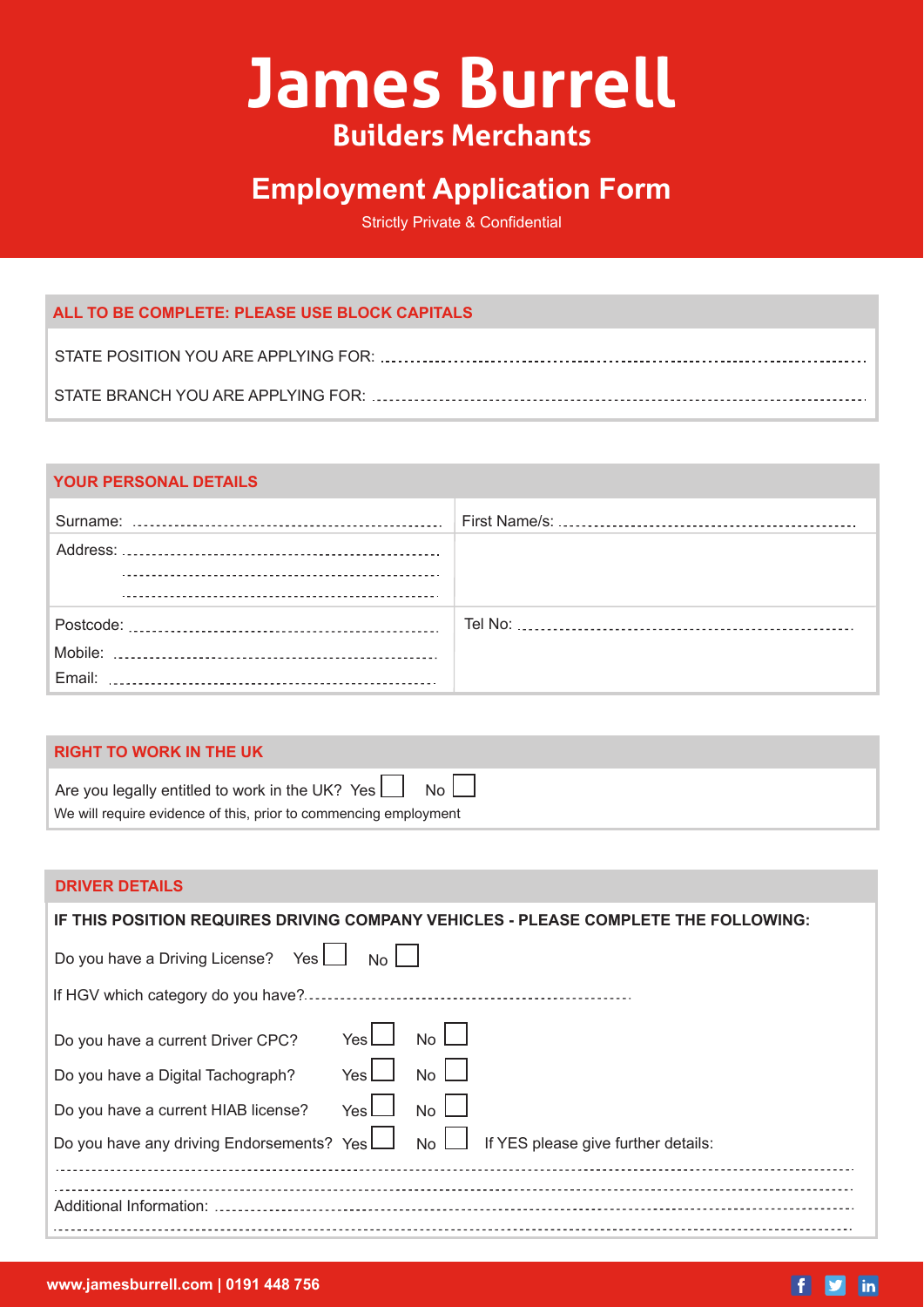# James Burrell

## Builders Merchants

## Employment Application Form

Strictly Private & Confidential

### ALL TO BE COMPLETE: PLEASE USE BLOCK CAPITALS

STATE POSITION YOU ARE APPLYING FOR: ............................................................

STATE BRANCH YOU ARE APPLYING FOR: ............................................................

### YOUR PERSONAL DETAILS

| | |
|---|---|
| Surname: ............................................ | First Name/s: ............................................ |
| Address: ............................................<br>............................................<br>............................................ | |
| Postcode: ............................................<br>Mobile: ............................................<br>Email: ............................................ | Tel No: ............................................ |

### RIGHT TO WORK IN THE UK

Are you legally entitled to work in the UK? Yes ☐ No ☐

We will require evidence of this, prior to commencing employment

### DRIVER DETAILS

**IF THIS POSITION REQUIRES DRIVING COMPANY VEHICLES - PLEASE COMPLETE THE FOLLOWING:**

Do you have a Driving License? Yes ☐ No ☐

If HGV which category do you have?............................................

Do you have a current Driver CPC? Yes ☐ No ☐

Do you have a Digital Tachograph? Yes ☐ No ☐

Do you have a current HIAB license? Yes ☐ No ☐

Do you have any driving Endorsements? Yes ☐ No ☐ If YES please give further details:

............................................................

............................................................

Additional Information: ............................................................

............................................................

www.jamesburrell.com | 0191 448 756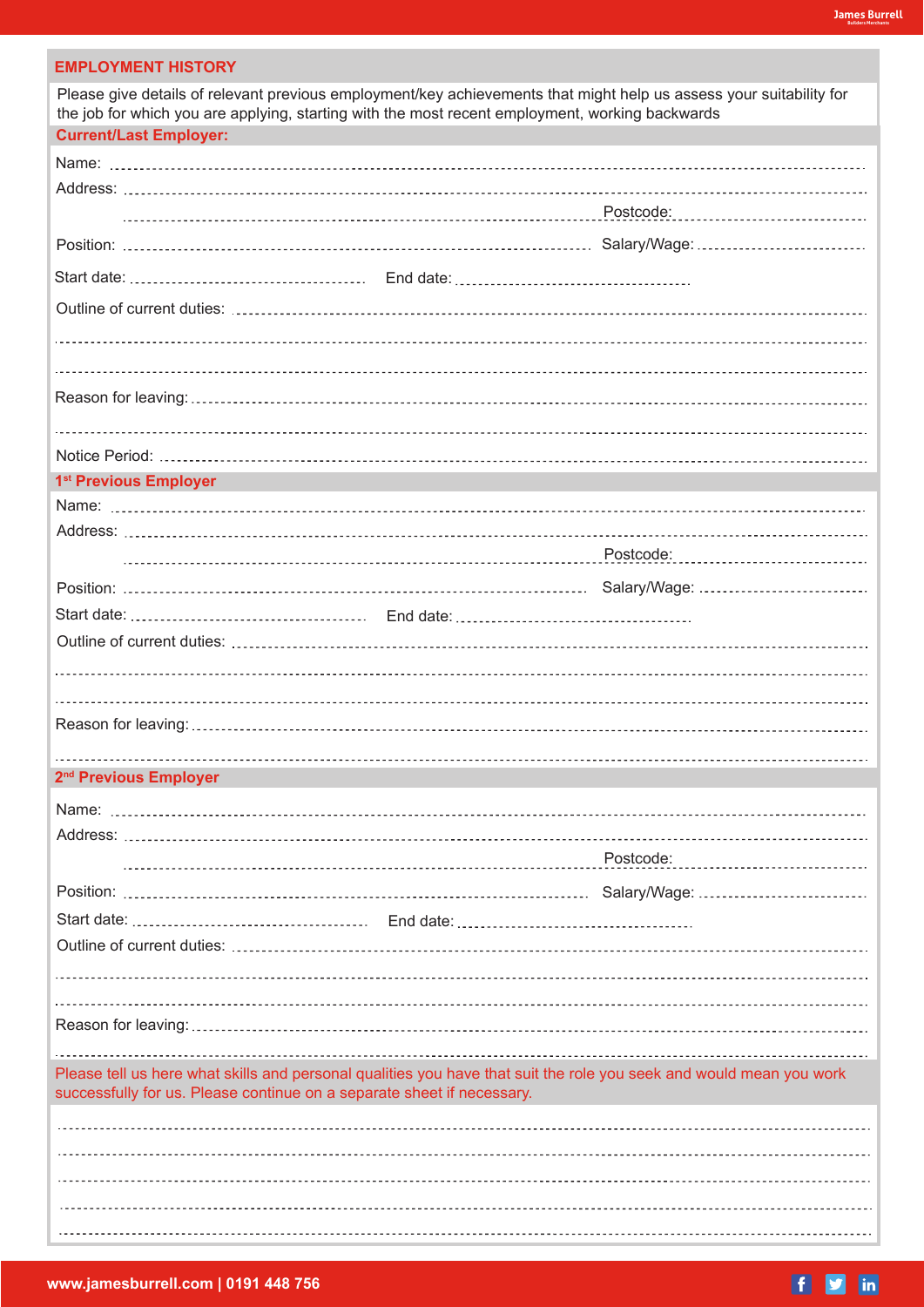## EMPLOYMENT HISTORY

Please give details of relevant previous employment/key achievements that might help us assess your suitability for the job for which you are applying, starting with the most recent employment, working backwards

### Current/Last Employer:

Name: ..............................................................................................................

Address: ..............................................................................................................

.............................................................................................. Postcode: ..............................

Position: .............................................................................................. Salary/Wage: ..............................

Start date: ........................................ End date: ........................................

Outline of current duties: ..............................................................................................................

..............................................................................................................

..............................................................................................................

Reason for leaving: ..............................................................................................................

..............................................................................................................

Notice Period: ..............................................................................................................

### 1st Previous Employer

Name: ..............................................................................................................

Address: ..............................................................................................................

.............................................................................................. Postcode: ..............................

Position: .............................................................................................. Salary/Wage: ..............................

Start date: ........................................ End date: ........................................

Outline of current duties: ..............................................................................................................

..............................................................................................................

..............................................................................................................

Reason for leaving: ..............................................................................................................

..............................................................................................................

### 2nd Previous Employer

Name: ..............................................................................................................

Address: ..............................................................................................................

.............................................................................................. Postcode: ..............................

Position: .............................................................................................. Salary/Wage: ..............................

Start date: ........................................ End date: ........................................

Outline of current duties: ..............................................................................................................

..............................................................................................................

..............................................................................................................

Reason for leaving: ..............................................................................................................

..............................................................................................................

Please tell us here what skills and personal qualities you have that suit the role you seek and would mean you work successfully for us. Please continue on a separate sheet if necessary.

..............................................................................................................

..............................................................................................................

..............................................................................................................

..............................................................................................................

..............................................................................................................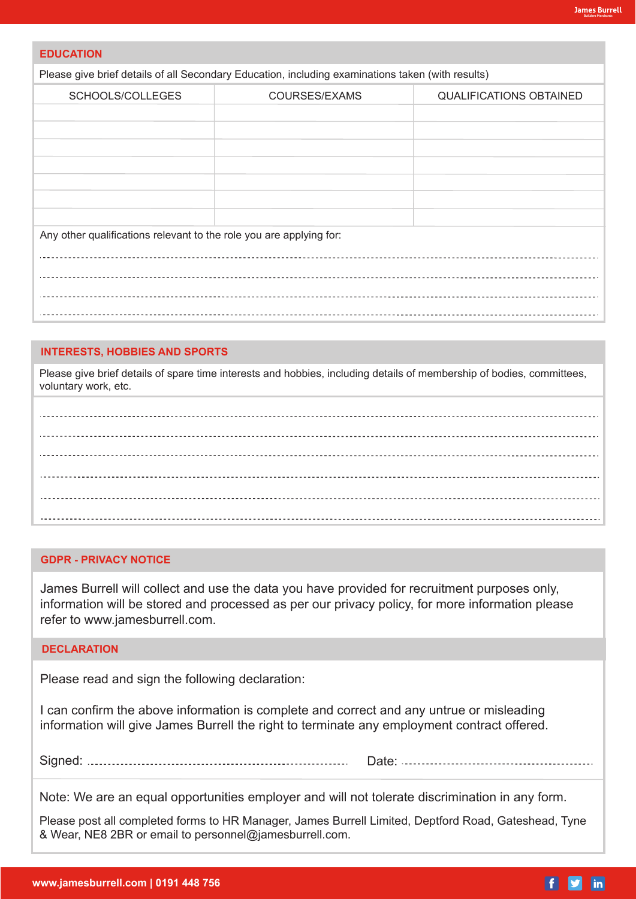## EDUCATION

Please give brief details of all Secondary Education, including examinations taken (with results)

| SCHOOLS/COLLEGES | COURSES/EXAMS | QUALIFICATIONS OBTAINED |
|---|---|---|
| | | |
| | | |
| | | |
| | | |
| | | |
| | | |
| | | |

Any other qualifications relevant to the role you are applying for:

..........................................................................................................................................

..........................................................................................................................................

..........................................................................................................................................

..........................................................................................................................................

## INTERESTS, HOBBIES AND SPORTS

Please give brief details of spare time interests and hobbies, including details of membership of bodies, committees, voluntary work, etc.

..........................................................................................................................................

..........................................................................................................................................

..........................................................................................................................................

..........................................................................................................................................

..........................................................................................................................................

..........................................................................................................................................

## GDPR - PRIVACY NOTICE

James Burrell will collect and use the data you have provided for recruitment purposes only, information will be stored and processed as per our privacy policy, for more information please refer to www.jamesburrell.com.

## DECLARATION

Please read and sign the following declaration:

I can confirm the above information is complete and correct and any untrue or misleading information will give James Burrell the right to terminate any employment contract offered.

Signed: .......................................................... Date: ..............................................

Note: We are an equal opportunities employer and will not tolerate discrimination in any form.

Please post all completed forms to HR Manager, James Burrell Limited, Deptford Road, Gateshead, Tyne & Wear, NE8 2BR or email to personnel@jamesburrell.com.